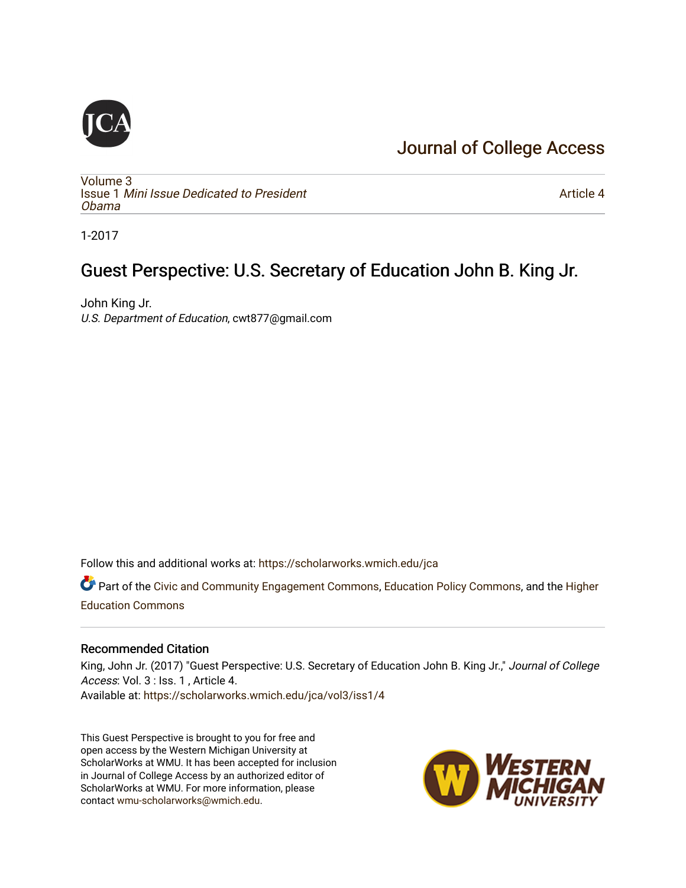Journal of College Access

Volume 3
Issue 1 *Mini Issue Dedicated to President Obama*

Article 4

1-2017

# Guest Perspective: U.S. Secretary of Education John B. King Jr.

John King Jr.
*U.S. Department of Education*, cwt877@gmail.com

Follow this and additional works at: https://scholarworks.wmich.edu/jca

Part of the Civic and Community Engagement Commons, Education Policy Commons, and the Higher Education Commons

## Recommended Citation

King, John Jr. (2017) "Guest Perspective: U.S. Secretary of Education John B. King Jr.," *Journal of College Access*: Vol. 3 : Iss. 1 , Article 4.
Available at: https://scholarworks.wmich.edu/jca/vol3/iss1/4

This Guest Perspective is brought to you for free and open access by the Western Michigan University at ScholarWorks at WMU. It has been accepted for inclusion in Journal of College Access by an authorized editor of ScholarWorks at WMU. For more information, please contact wmu-scholarworks@wmich.edu.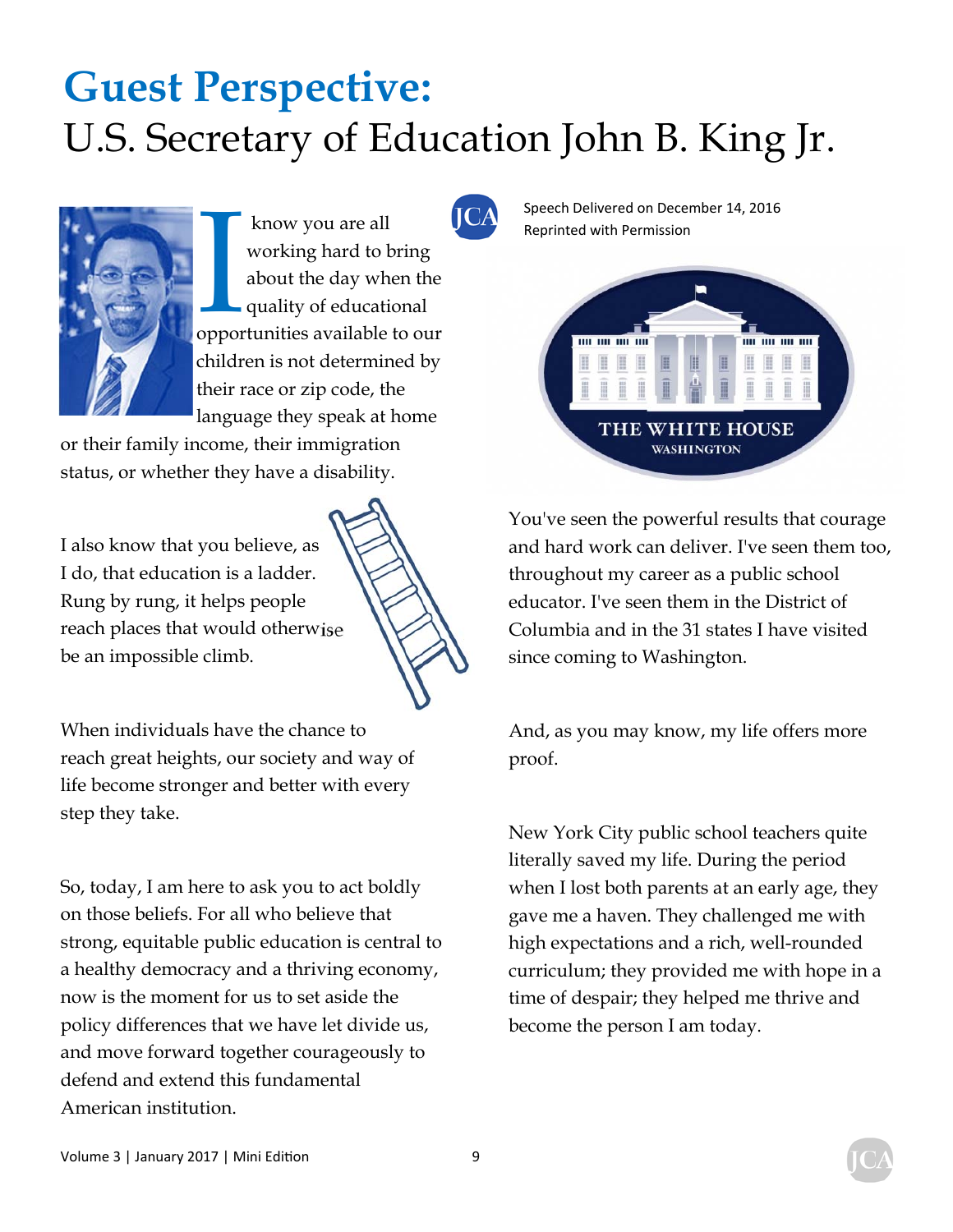# Guest Perspective:

## U.S. Secretary of Education John B. King Jr.

Speech Delivered on December 14, 2016
Reprinted with Permission

I know you are all working hard to bring about the day when the quality of educational opportunities available to our children is not determined by their race or zip code, the language they speak at home or their family income, their immigration status, or whether they have a disability.

I also know that you believe, as I do, that education is a ladder. Rung by rung, it helps people reach places that would otherwise be an impossible climb.

When individuals have the chance to reach great heights, our society and way of life become stronger and better with every step they take.

So, today, I am here to ask you to act boldly on those beliefs. For all who believe that strong, equitable public education is central to a healthy democracy and a thriving economy, now is the moment for us to set aside the policy differences that we have let divide us, and move forward together courageously to defend and extend this fundamental American institution.

You've seen the powerful results that courage and hard work can deliver. I've seen them too, throughout my career as a public school educator. I've seen them in the District of Columbia and in the 31 states I have visited since coming to Washington.

And, as you may know, my life offers more proof.

New York City public school teachers quite literally saved my life. During the period when I lost both parents at an early age, they gave me a haven. They challenged me with high expectations and a rich, well-rounded curriculum; they provided me with hope in a time of despair; they helped me thrive and become the person I am today.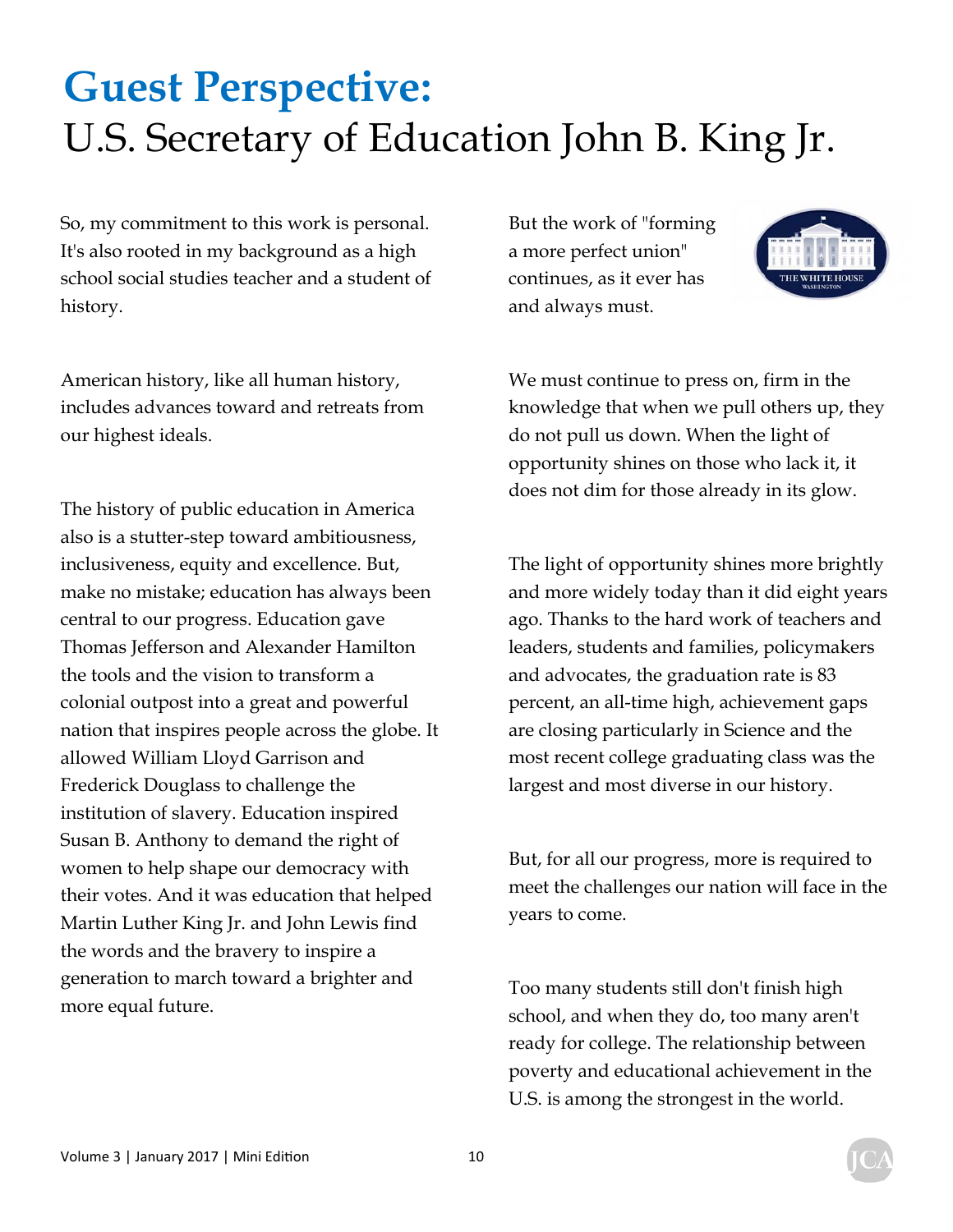# Guest Perspective:

## U.S. Secretary of Education John B. King Jr.

So, my commitment to this work is personal. It's also rooted in my background as a high school social studies teacher and a student of history.

American history, like all human history, includes advances toward and retreats from our highest ideals.

The history of public education in America also is a stutter-step toward ambitiousness, inclusiveness, equity and excellence. But, make no mistake; education has always been central to our progress. Education gave Thomas Jefferson and Alexander Hamilton the tools and the vision to transform a colonial outpost into a great and powerful nation that inspires people across the globe. It allowed William Lloyd Garrison and Frederick Douglass to challenge the institution of slavery. Education inspired Susan B. Anthony to demand the right of women to help shape our democracy with their votes. And it was education that helped Martin Luther King Jr. and John Lewis find the words and the bravery to inspire a generation to march toward a brighter and more equal future.

But the work of "forming a more perfect union" continues, as it ever has and always must.

We must continue to press on, firm in the knowledge that when we pull others up, they do not pull us down. When the light of opportunity shines on those who lack it, it does not dim for those already in its glow.

The light of opportunity shines more brightly and more widely today than it did eight years ago. Thanks to the hard work of teachers and leaders, students and families, policymakers and advocates, the graduation rate is 83 percent, an all-time high, achievement gaps are closing particularly in Science and the most recent college graduating class was the largest and most diverse in our history.

But, for all our progress, more is required to meet the challenges our nation will face in the years to come.

Too many students still don't finish high school, and when they do, too many aren't ready for college. The relationship between poverty and educational achievement in the U.S. is among the strongest in the world.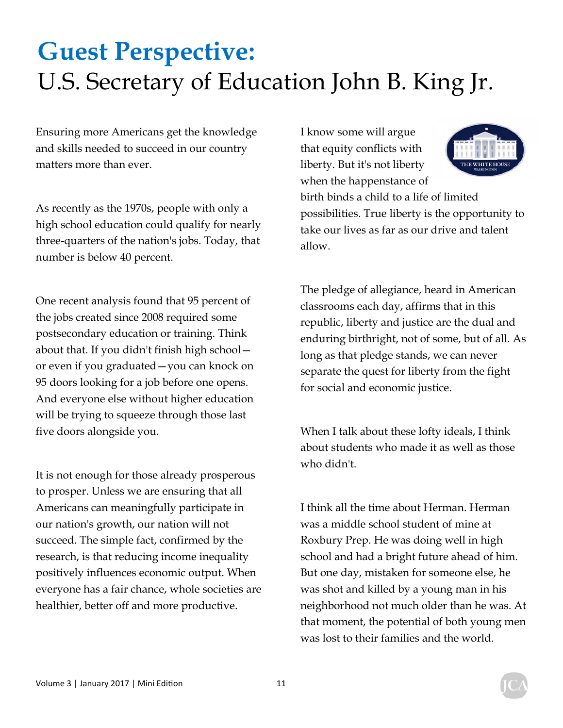# Guest Perspective:

## U.S. Secretary of Education John B. King Jr.

Ensuring more Americans get the knowledge and skills needed to succeed in our country matters more than ever.

As recently as the 1970s, people with only a high school education could qualify for nearly three-quarters of the nation's jobs. Today, that number is below 40 percent.

One recent analysis found that 95 percent of the jobs created since 2008 required some postsecondary education or training. Think about that. If you didn't finish high school—or even if you graduated—you can knock on 95 doors looking for a job before one opens. And everyone else without higher education will be trying to squeeze through those last five doors alongside you.

It is not enough for those already prosperous to prosper. Unless we are ensuring that all Americans can meaningfully participate in our nation's growth, our nation will not succeed. The simple fact, confirmed by the research, is that reducing income inequality positively influences economic output. When everyone has a fair chance, whole societies are healthier, better off and more productive.

I know some will argue that equity conflicts with liberty. But it's not liberty when the happenstance of birth binds a child to a life of limited possibilities. True liberty is the opportunity to take our lives as far as our drive and talent allow.

The pledge of allegiance, heard in American classrooms each day, affirms that in this republic, liberty and justice are the dual and enduring birthright, not of some, but of all. As long as that pledge stands, we can never separate the quest for liberty from the fight for social and economic justice.

When I talk about these lofty ideals, I think about students who made it as well as those who didn't.

I think all the time about Herman. Herman was a middle school student of mine at Roxbury Prep. He was doing well in high school and had a bright future ahead of him. But one day, mistaken for someone else, he was shot and killed by a young man in his neighborhood not much older than he was. At that moment, the potential of both young men was lost to their families and the world.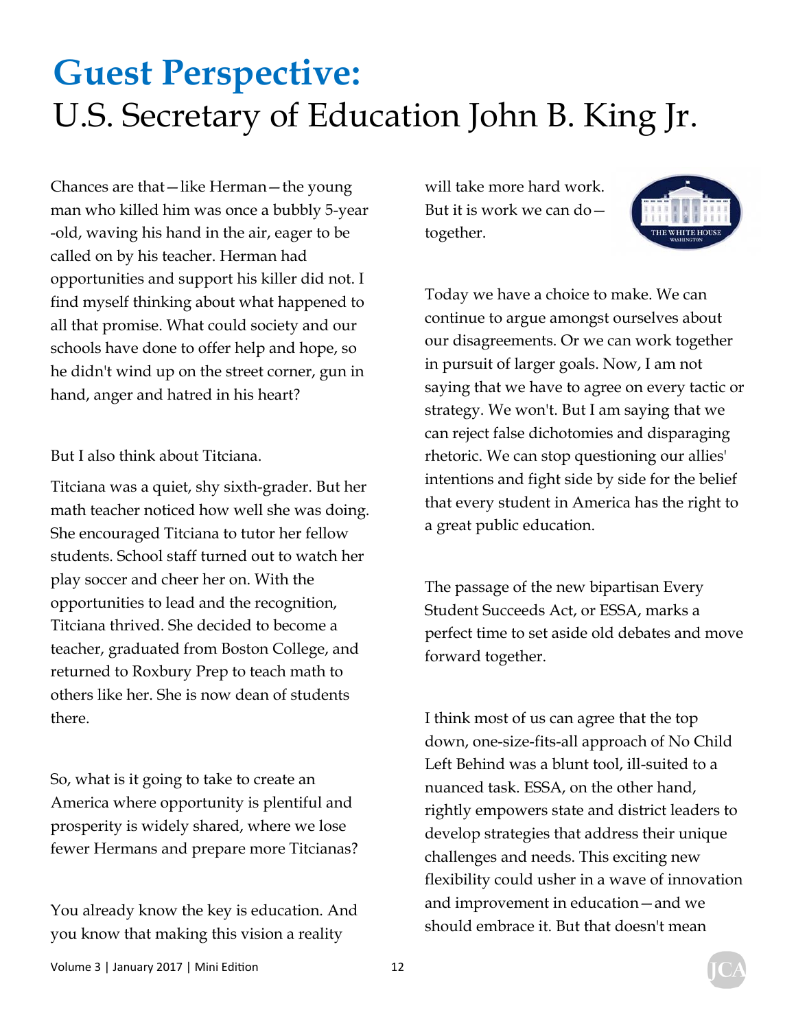# Guest Perspective:

U.S. Secretary of Education John B. King Jr.

Chances are that—like Herman—the young man who killed him was once a bubbly 5-year-old, waving his hand in the air, eager to be called on by his teacher. Herman had opportunities and support his killer did not. I find myself thinking about what happened to all that promise. What could society and our schools have done to offer help and hope, so he didn't wind up on the street corner, gun in hand, anger and hatred in his heart?

But I also think about Titciana.

Titciana was a quiet, shy sixth-grader. But her math teacher noticed how well she was doing. She encouraged Titciana to tutor her fellow students. School staff turned out to watch her play soccer and cheer her on. With the opportunities to lead and the recognition, Titciana thrived. She decided to become a teacher, graduated from Boston College, and returned to Roxbury Prep to teach math to others like her. She is now dean of students there.

So, what is it going to take to create an America where opportunity is plentiful and prosperity is widely shared, where we lose fewer Hermans and prepare more Titcianas?

You already know the key is education. And you know that making this vision a reality will take more hard work. But it is work we can do—together.

Today we have a choice to make. We can continue to argue amongst ourselves about our disagreements. Or we can work together in pursuit of larger goals. Now, I am not saying that we have to agree on every tactic or strategy. We won't. But I am saying that we can reject false dichotomies and disparaging rhetoric. We can stop questioning our allies' intentions and fight side by side for the belief that every student in America has the right to a great public education.

The passage of the new bipartisan Every Student Succeeds Act, or ESSA, marks a perfect time to set aside old debates and move forward together.

I think most of us can agree that the top down, one-size-fits-all approach of No Child Left Behind was a blunt tool, ill-suited to a nuanced task. ESSA, on the other hand, rightly empowers state and district leaders to develop strategies that address their unique challenges and needs. This exciting new flexibility could usher in a wave of innovation and improvement in education—and we should embrace it. But that doesn't mean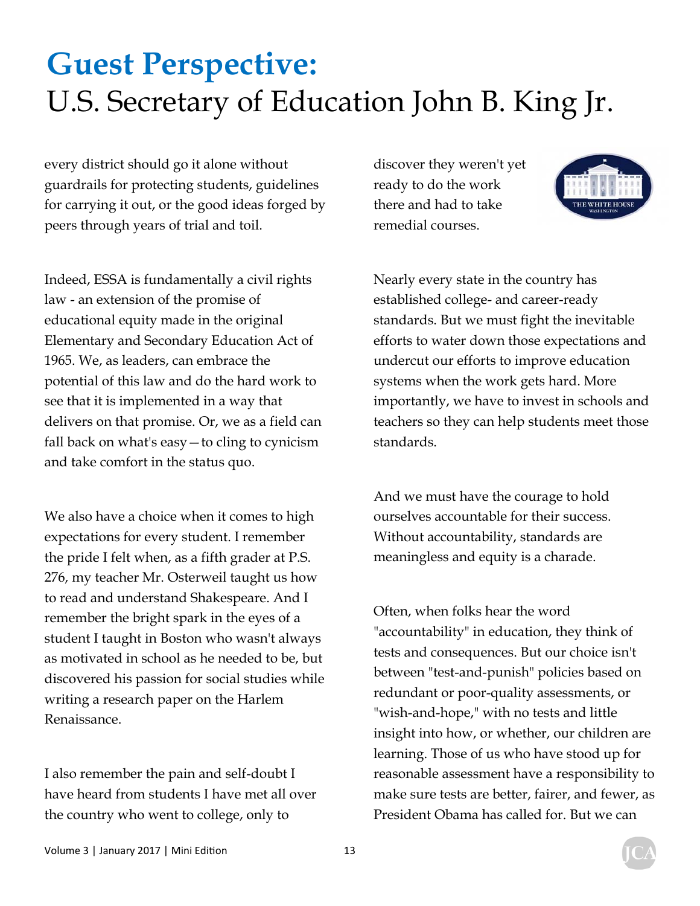# Guest Perspective:

U.S. Secretary of Education John B. King Jr.

every district should go it alone without guardrails for protecting students, guidelines for carrying it out, or the good ideas forged by peers through years of trial and toil.

Indeed, ESSA is fundamentally a civil rights law - an extension of the promise of educational equity made in the original Elementary and Secondary Education Act of 1965. We, as leaders, can embrace the potential of this law and do the hard work to see that it is implemented in a way that delivers on that promise. Or, we as a field can fall back on what's easy—to cling to cynicism and take comfort in the status quo.

We also have a choice when it comes to high expectations for every student. I remember the pride I felt when, as a fifth grader at P.S. 276, my teacher Mr. Osterweil taught us how to read and understand Shakespeare. And I remember the bright spark in the eyes of a student I taught in Boston who wasn't always as motivated in school as he needed to be, but discovered his passion for social studies while writing a research paper on the Harlem Renaissance.

I also remember the pain and self-doubt I have heard from students I have met all over the country who went to college, only to discover they weren't yet ready to do the work there and had to take remedial courses.

Nearly every state in the country has established college- and career-ready standards. But we must fight the inevitable efforts to water down those expectations and undercut our efforts to improve education systems when the work gets hard. More importantly, we have to invest in schools and teachers so they can help students meet those standards.

And we must have the courage to hold ourselves accountable for their success. Without accountability, standards are meaningless and equity is a charade.

Often, when folks hear the word "accountability" in education, they think of tests and consequences. But our choice isn't between "test-and-punish" policies based on redundant or poor-quality assessments, or "wish-and-hope," with no tests and little insight into how, or whether, our children are learning. Those of us who have stood up for reasonable assessment have a responsibility to make sure tests are better, fairer, and fewer, as President Obama has called for. But we can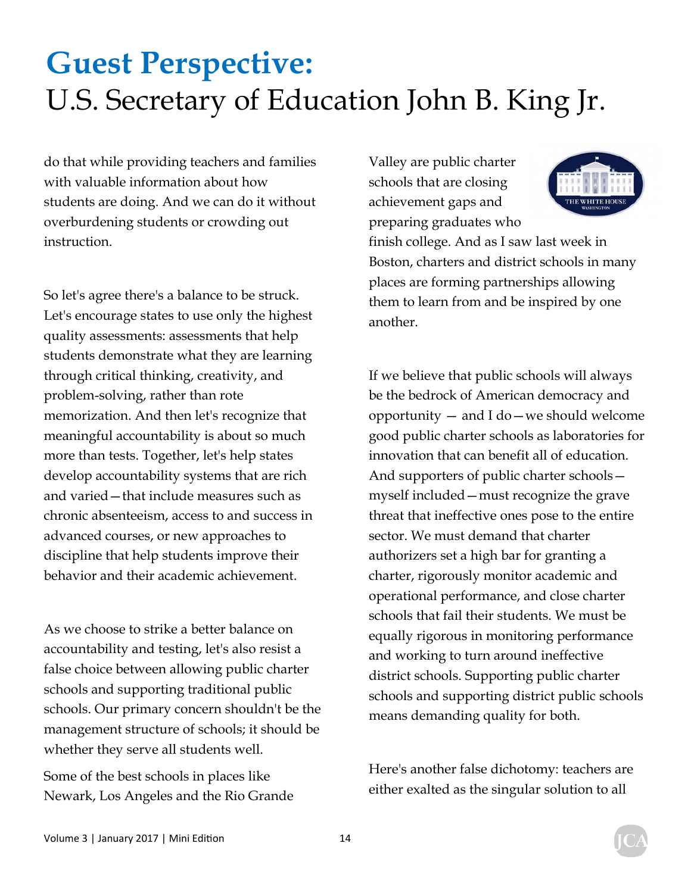# Guest Perspective:
## U.S. Secretary of Education John B. King Jr.

do that while providing teachers and families with valuable information about how students are doing. And we can do it without overburdening students or crowding out instruction.

So let's agree there's a balance to be struck. Let's encourage states to use only the highest quality assessments: assessments that help students demonstrate what they are learning through critical thinking, creativity, and problem-solving, rather than rote memorization. And then let's recognize that meaningful accountability is about so much more than tests. Together, let's help states develop accountability systems that are rich and varied—that include measures such as chronic absenteeism, access to and success in advanced courses, or new approaches to discipline that help students improve their behavior and their academic achievement.

As we choose to strike a better balance on accountability and testing, let's also resist a false choice between allowing public charter schools and supporting traditional public schools. Our primary concern shouldn't be the management structure of schools; it should be whether they serve all students well.

Some of the best schools in places like Newark, Los Angeles and the Rio Grande Valley are public charter schools that are closing achievement gaps and preparing graduates who finish college. And as I saw last week in Boston, charters and district schools in many places are forming partnerships allowing them to learn from and be inspired by one another.

If we believe that public schools will always be the bedrock of American democracy and opportunity — and I do—we should welcome good public charter schools as laboratories for innovation that can benefit all of education. And supporters of public charter schools—myself included—must recognize the grave threat that ineffective ones pose to the entire sector. We must demand that charter authorizers set a high bar for granting a charter, rigorously monitor academic and operational performance, and close charter schools that fail their students. We must be equally rigorous in monitoring performance and working to turn around ineffective district schools. Supporting public charter schools and supporting district public schools means demanding quality for both.

Here's another false dichotomy: teachers are either exalted as the singular solution to all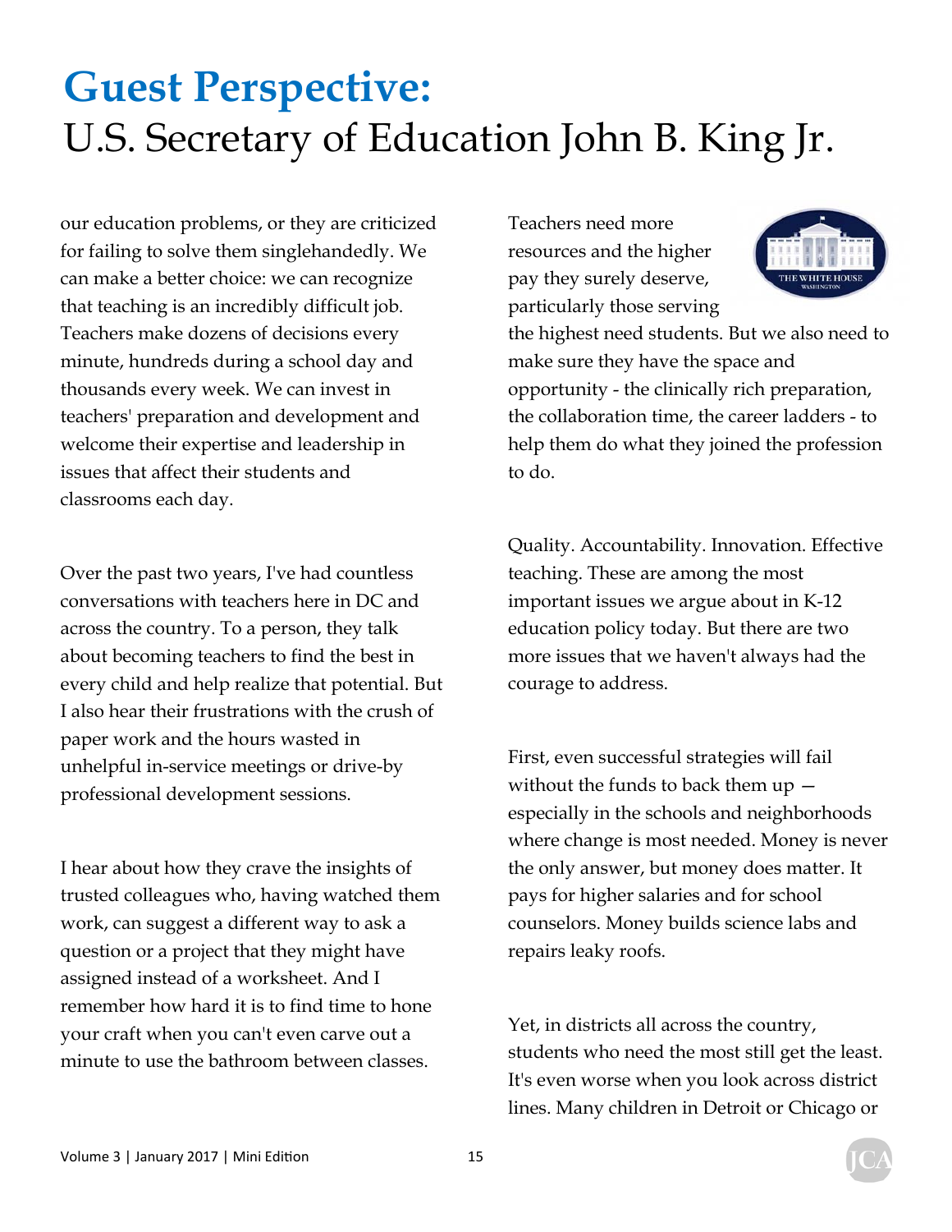# Guest Perspective:

## U.S. Secretary of Education John B. King Jr.

our education problems, or they are criticized for failing to solve them singlehandedly. We can make a better choice: we can recognize that teaching is an incredibly difficult job. Teachers make dozens of decisions every minute, hundreds during a school day and thousands every week. We can invest in teachers' preparation and development and welcome their expertise and leadership in issues that affect their students and classrooms each day.

Over the past two years, I've had countless conversations with teachers here in DC and across the country. To a person, they talk about becoming teachers to find the best in every child and help realize that potential. But I also hear their frustrations with the crush of paper work and the hours wasted in unhelpful in-service meetings or drive-by professional development sessions.

I hear about how they crave the insights of trusted colleagues who, having watched them work, can suggest a different way to ask a question or a project that they might have assigned instead of a worksheet. And I remember how hard it is to find time to hone your craft when you can't even carve out a minute to use the bathroom between classes.

Teachers need more resources and the higher pay they surely deserve, particularly those serving the highest need students. But we also need to make sure they have the space and opportunity - the clinically rich preparation, the collaboration time, the career ladders - to help them do what they joined the profession to do.

Quality. Accountability. Innovation. Effective teaching. These are among the most important issues we argue about in K-12 education policy today. But there are two more issues that we haven't always had the courage to address.

First, even successful strategies will fail without the funds to back them up — especially in the schools and neighborhoods where change is most needed. Money is never the only answer, but money does matter. It pays for higher salaries and for school counselors. Money builds science labs and repairs leaky roofs.

Yet, in districts all across the country, students who need the most still get the least. It's even worse when you look across district lines. Many children in Detroit or Chicago or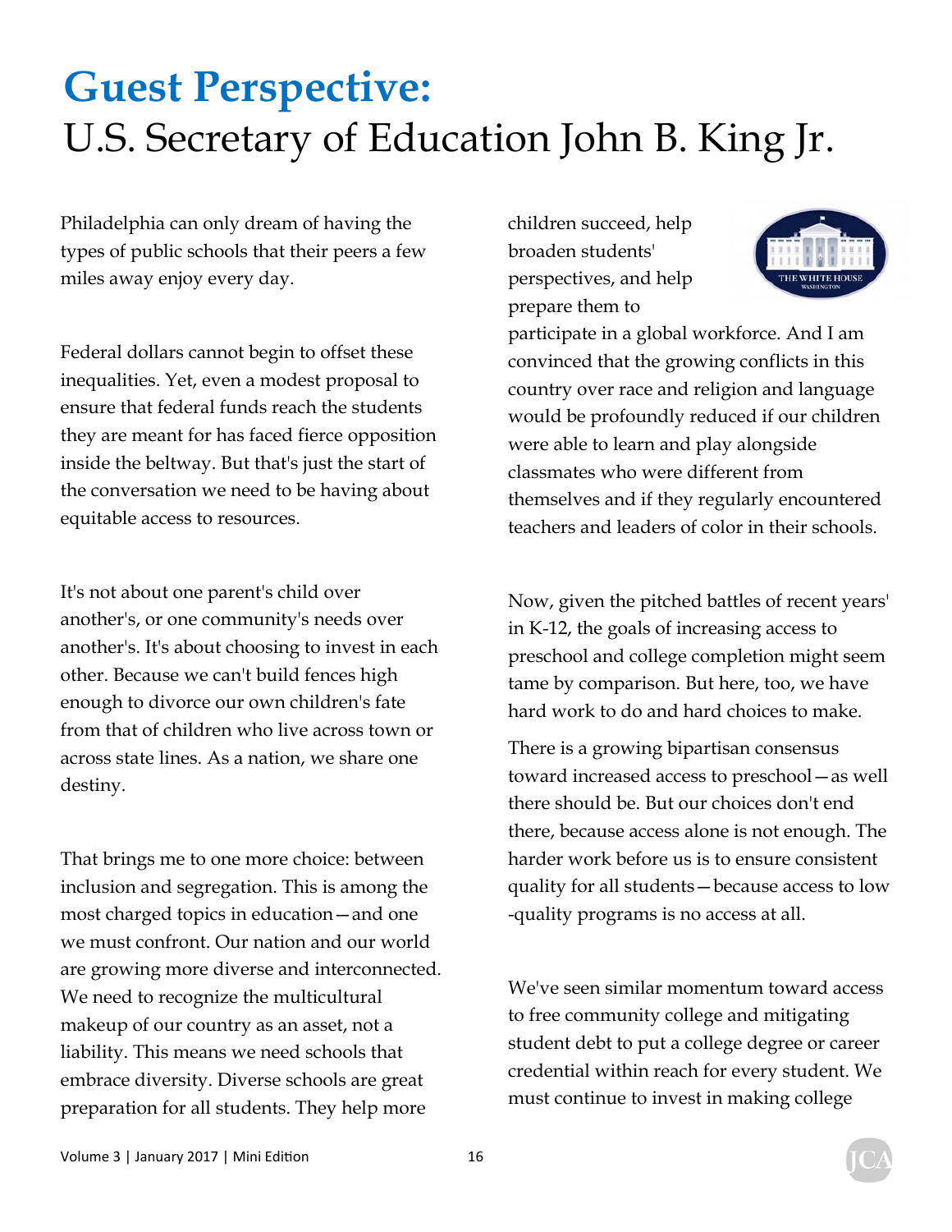# Guest Perspective:
## U.S. Secretary of Education John B. King Jr.

Philadelphia can only dream of having the types of public schools that their peers a few miles away enjoy every day.

Federal dollars cannot begin to offset these inequalities. Yet, even a modest proposal to ensure that federal funds reach the students they are meant for has faced fierce opposition inside the beltway. But that's just the start of the conversation we need to be having about equitable access to resources.

It's not about one parent's child over another's, or one community's needs over another's. It's about choosing to invest in each other. Because we can't build fences high enough to divorce our own children's fate from that of children who live across town or across state lines. As a nation, we share one destiny.

That brings me to one more choice: between inclusion and segregation. This is among the most charged topics in education—and one we must confront. Our nation and our world are growing more diverse and interconnected. We need to recognize the multicultural makeup of our country as an asset, not a liability. This means we need schools that embrace diversity. Diverse schools are great preparation for all students. They help more children succeed, help broaden students' perspectives, and help prepare them to participate in a global workforce. And I am convinced that the growing conflicts in this country over race and religion and language would be profoundly reduced if our children were able to learn and play alongside classmates who were different from themselves and if they regularly encountered teachers and leaders of color in their schools.

Now, given the pitched battles of recent years' in K-12, the goals of increasing access to preschool and college completion might seem tame by comparison. But here, too, we have hard work to do and hard choices to make.

There is a growing bipartisan consensus toward increased access to preschool—as well there should be. But our choices don't end there, because access alone is not enough. The harder work before us is to ensure consistent quality for all students—because access to low-quality programs is no access at all.

We've seen similar momentum toward access to free community college and mitigating student debt to put a college degree or career credential within reach for every student. We must continue to invest in making college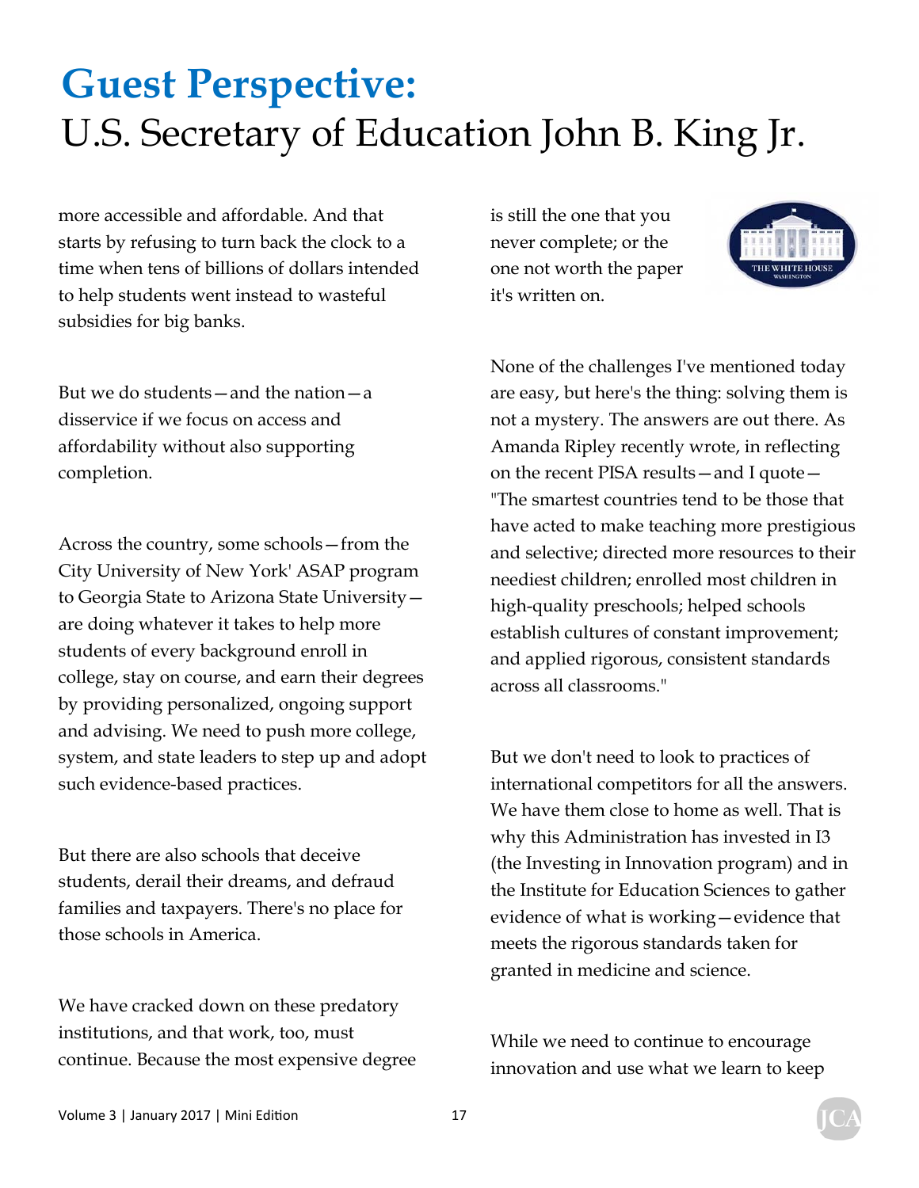# Guest Perspective:

## U.S. Secretary of Education John B. King Jr.

more accessible and affordable. And that starts by refusing to turn back the clock to a time when tens of billions of dollars intended to help students went instead to wasteful subsidies for big banks.

But we do students—and the nation—a disservice if we focus on access and affordability without also supporting completion.

Across the country, some schools—from the City University of New York' ASAP program to Georgia State to Arizona State University—are doing whatever it takes to help more students of every background enroll in college, stay on course, and earn their degrees by providing personalized, ongoing support and advising. We need to push more college, system, and state leaders to step up and adopt such evidence-based practices.

But there are also schools that deceive students, derail their dreams, and defraud families and taxpayers. There's no place for those schools in America.

We have cracked down on these predatory institutions, and that work, too, must continue. Because the most expensive degree is still the one that you never complete; or the one not worth the paper it's written on.

None of the challenges I've mentioned today are easy, but here's the thing: solving them is not a mystery. The answers are out there. As Amanda Ripley recently wrote, in reflecting on the recent PISA results—and I quote—"The smartest countries tend to be those that have acted to make teaching more prestigious and selective; directed more resources to their neediest children; enrolled most children in high-quality preschools; helped schools establish cultures of constant improvement; and applied rigorous, consistent standards across all classrooms."

But we don't need to look to practices of international competitors for all the answers. We have them close to home as well. That is why this Administration has invested in I3 (the Investing in Innovation program) and in the Institute for Education Sciences to gather evidence of what is working—evidence that meets the rigorous standards taken for granted in medicine and science.

While we need to continue to encourage innovation and use what we learn to keep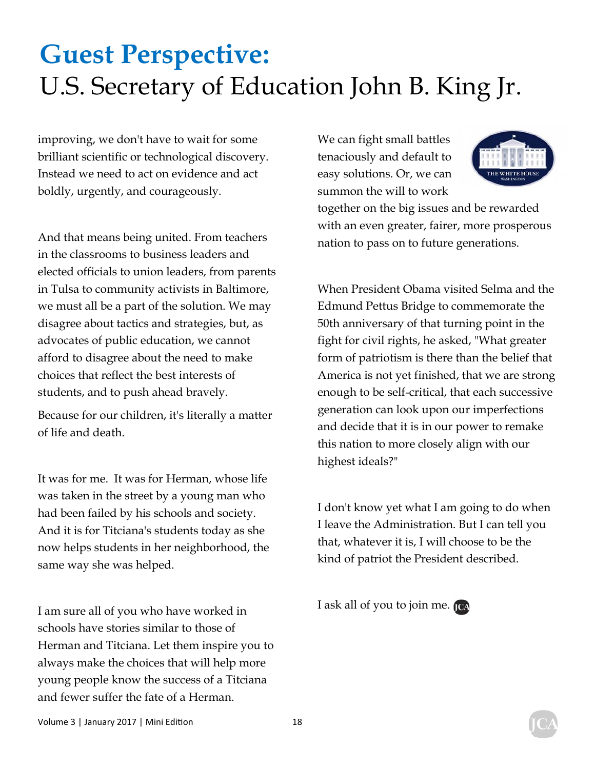# **Guest Perspective:**
# U.S. Secretary of Education John B. King Jr.

improving, we don't have to wait for some brilliant scientific or technological discovery. Instead we need to act on evidence and act boldly, urgently, and courageously.

And that means being united. From teachers in the classrooms to business leaders and elected officials to union leaders, from parents in Tulsa to community activists in Baltimore, we must all be a part of the solution. We may disagree about tactics and strategies, but, as advocates of public education, we cannot afford to disagree about the need to make choices that reflect the best interests of students, and to push ahead bravely.

Because for our children, it's literally a matter of life and death.

It was for me. It was for Herman, whose life was taken in the street by a young man who had been failed by his schools and society. And it is for Titciana's students today as she now helps students in her neighborhood, the same way she was helped.

I am sure all of you who have worked in schools have stories similar to those of Herman and Titciana. Let them inspire you to always make the choices that will help more young people know the success of a Titciana and fewer suffer the fate of a Herman.

We can fight small battles tenaciously and default to easy solutions. Or, we can summon the will to work together on the big issues and be rewarded with an even greater, fairer, more prosperous nation to pass on to future generations.

When President Obama visited Selma and the Edmund Pettus Bridge to commemorate the 50th anniversary of that turning point in the fight for civil rights, he asked, "What greater form of patriotism is there than the belief that America is not yet finished, that we are strong enough to be self-critical, that each successive generation can look upon our imperfections and decide that it is in our power to remake this nation to more closely align with our highest ideals?"

I don't know yet what I am going to do when I leave the Administration. But I can tell you that, whatever it is, I will choose to be the kind of patriot the President described.

I ask all of you to join me.